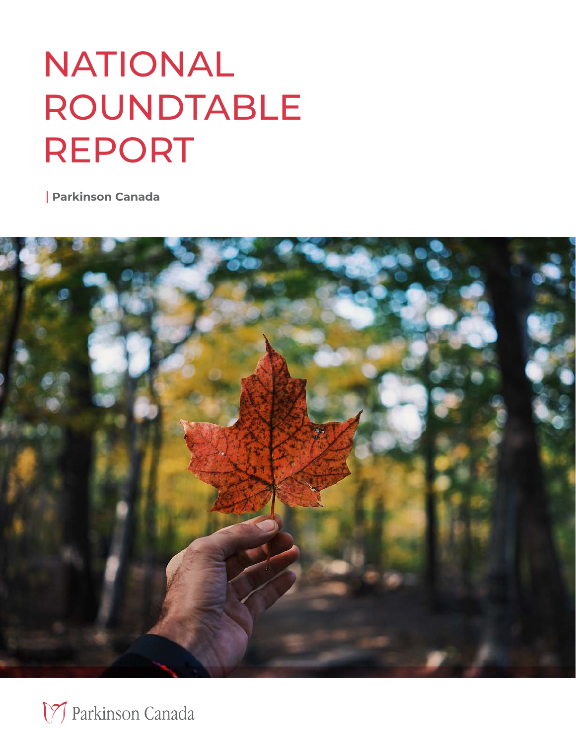# NATIONAL ROUNDTABLE REPORT

| **Parkinson Canada**

Parkinson Canada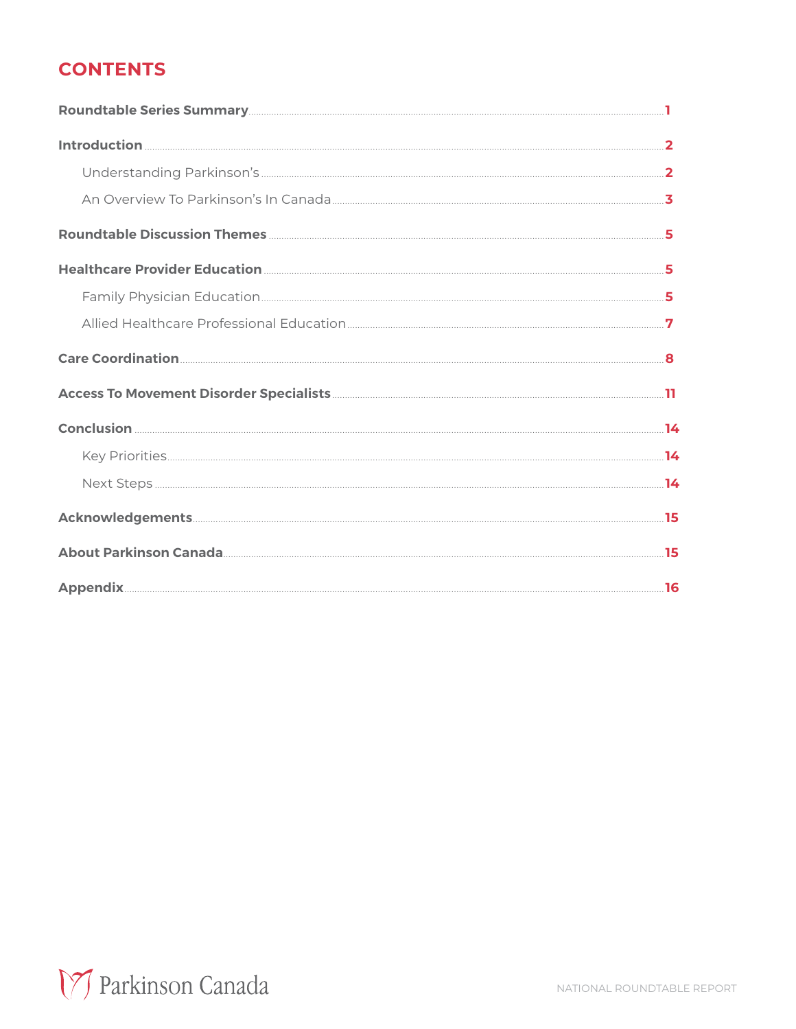## CONTENTS

**Roundtable Series Summary** ..... 1

**Introduction** ..... 2

- Understanding Parkinson's ..... 2
- An Overview To Parkinson's In Canada ..... 3

**Roundtable Discussion Themes** ..... 5

**Healthcare Provider Education** ..... 5

- Family Physician Education ..... 5
- Allied Healthcare Professional Education ..... 7

**Care Coordination** ..... 8

**Access To Movement Disorder Specialists** ..... 11

**Conclusion** ..... 14

- Key Priorities ..... 14
- Next Steps ..... 14

**Acknowledgements** ..... 15

**About Parkinson Canada** ..... 15

**Appendix** ..... 16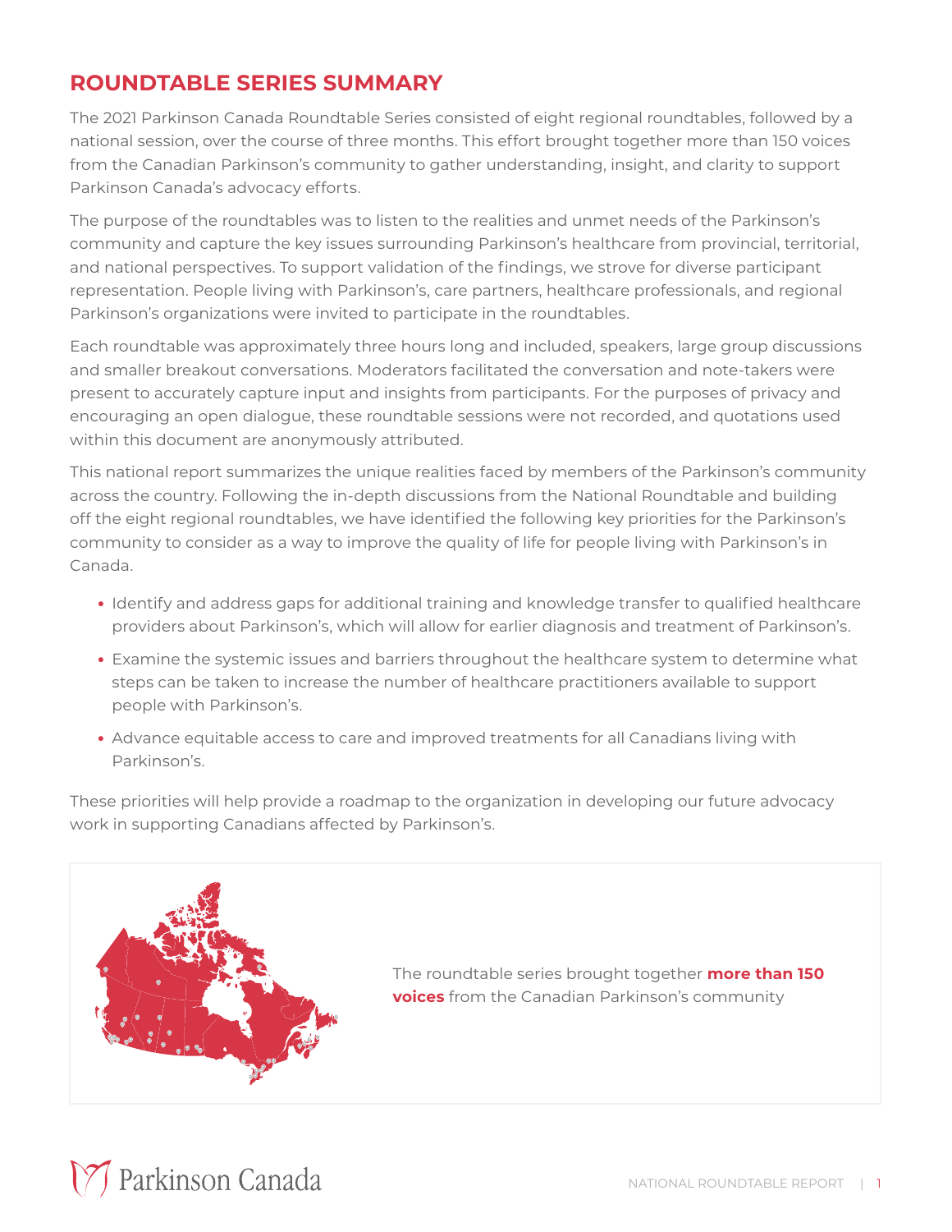## ROUNDTABLE SERIES SUMMARY

The 2021 Parkinson Canada Roundtable Series consisted of eight regional roundtables, followed by a national session, over the course of three months. This effort brought together more than 150 voices from the Canadian Parkinson's community to gather understanding, insight, and clarity to support Parkinson Canada's advocacy efforts.

The purpose of the roundtables was to listen to the realities and unmet needs of the Parkinson's community and capture the key issues surrounding Parkinson's healthcare from provincial, territorial, and national perspectives. To support validation of the findings, we strove for diverse participant representation. People living with Parkinson's, care partners, healthcare professionals, and regional Parkinson's organizations were invited to participate in the roundtables.

Each roundtable was approximately three hours long and included, speakers, large group discussions and smaller breakout conversations. Moderators facilitated the conversation and note-takers were present to accurately capture input and insights from participants. For the purposes of privacy and encouraging an open dialogue, these roundtable sessions were not recorded, and quotations used within this document are anonymously attributed.

This national report summarizes the unique realities faced by members of the Parkinson's community across the country. Following the in-depth discussions from the National Roundtable and building off the eight regional roundtables, we have identified the following key priorities for the Parkinson's community to consider as a way to improve the quality of life for people living with Parkinson's in Canada.

- Identify and address gaps for additional training and knowledge transfer to qualified healthcare providers about Parkinson's, which will allow for earlier diagnosis and treatment of Parkinson's.
- Examine the systemic issues and barriers throughout the healthcare system to determine what steps can be taken to increase the number of healthcare practitioners available to support people with Parkinson's.
- Advance equitable access to care and improved treatments for all Canadians living with Parkinson's.

These priorities will help provide a roadmap to the organization in developing our future advocacy work in supporting Canadians affected by Parkinson's.

The roundtable series brought together **more than 150 voices** from the Canadian Parkinson's community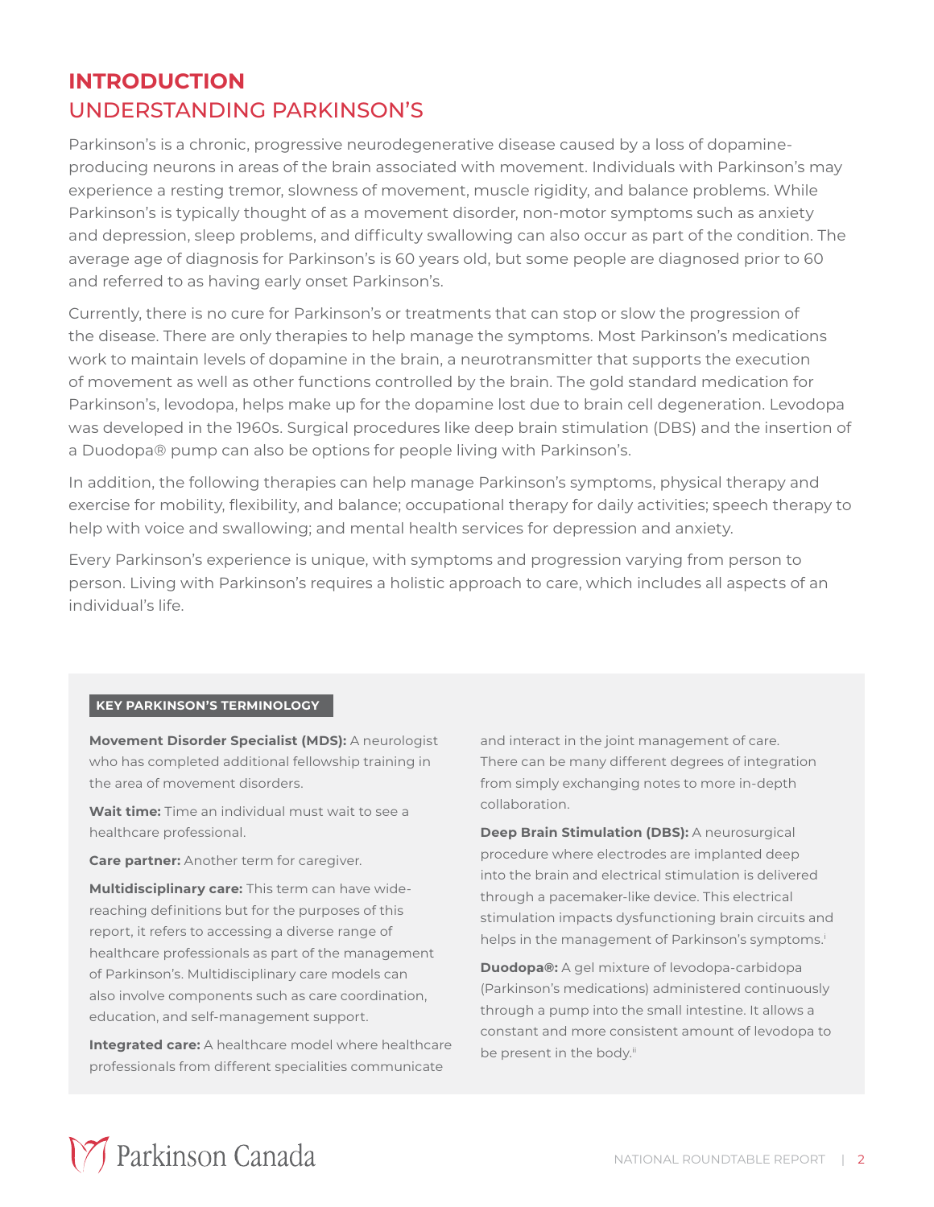# INTRODUCTION

## UNDERSTANDING PARKINSON'S

Parkinson's is a chronic, progressive neurodegenerative disease caused by a loss of dopamine-producing neurons in areas of the brain associated with movement. Individuals with Parkinson's may experience a resting tremor, slowness of movement, muscle rigidity, and balance problems. While Parkinson's is typically thought of as a movement disorder, non-motor symptoms such as anxiety and depression, sleep problems, and difficulty swallowing can also occur as part of the condition. The average age of diagnosis for Parkinson's is 60 years old, but some people are diagnosed prior to 60 and referred to as having early onset Parkinson's.

Currently, there is no cure for Parkinson's or treatments that can stop or slow the progression of the disease. There are only therapies to help manage the symptoms. Most Parkinson's medications work to maintain levels of dopamine in the brain, a neurotransmitter that supports the execution of movement as well as other functions controlled by the brain. The gold standard medication for Parkinson's, levodopa, helps make up for the dopamine lost due to brain cell degeneration. Levodopa was developed in the 1960s. Surgical procedures like deep brain stimulation (DBS) and the insertion of a Duodopa® pump can also be options for people living with Parkinson's.

In addition, the following therapies can help manage Parkinson's symptoms, physical therapy and exercise for mobility, flexibility, and balance; occupational therapy for daily activities; speech therapy to help with voice and swallowing; and mental health services for depression and anxiety.

Every Parkinson's experience is unique, with symptoms and progression varying from person to person. Living with Parkinson's requires a holistic approach to care, which includes all aspects of an individual's life.

### KEY PARKINSON'S TERMINOLOGY

**Movement Disorder Specialist (MDS):** A neurologist who has completed additional fellowship training in the area of movement disorders.

**Wait time:** Time an individual must wait to see a healthcare professional.

**Care partner:** Another term for caregiver.

**Multidisciplinary care:** This term can have wide-reaching definitions but for the purposes of this report, it refers to accessing a diverse range of healthcare professionals as part of the management of Parkinson's. Multidisciplinary care models can also involve components such as care coordination, education, and self-management support.

**Integrated care:** A healthcare model where healthcare professionals from different specialities communicate and interact in the joint management of care. There can be many different degrees of integration from simply exchanging notes to more in-depth collaboration.

**Deep Brain Stimulation (DBS):** A neurosurgical procedure where electrodes are implanted deep into the brain and electrical stimulation is delivered through a pacemaker-like device. This electrical stimulation impacts dysfunctioning brain circuits and helps in the management of Parkinson's symptoms.[i]

**Duodopa®:** A gel mixture of levodopa-carbidopa (Parkinson's medications) administered continuously through a pump into the small intestine. It allows a constant and more consistent amount of levodopa to be present in the body.[ii]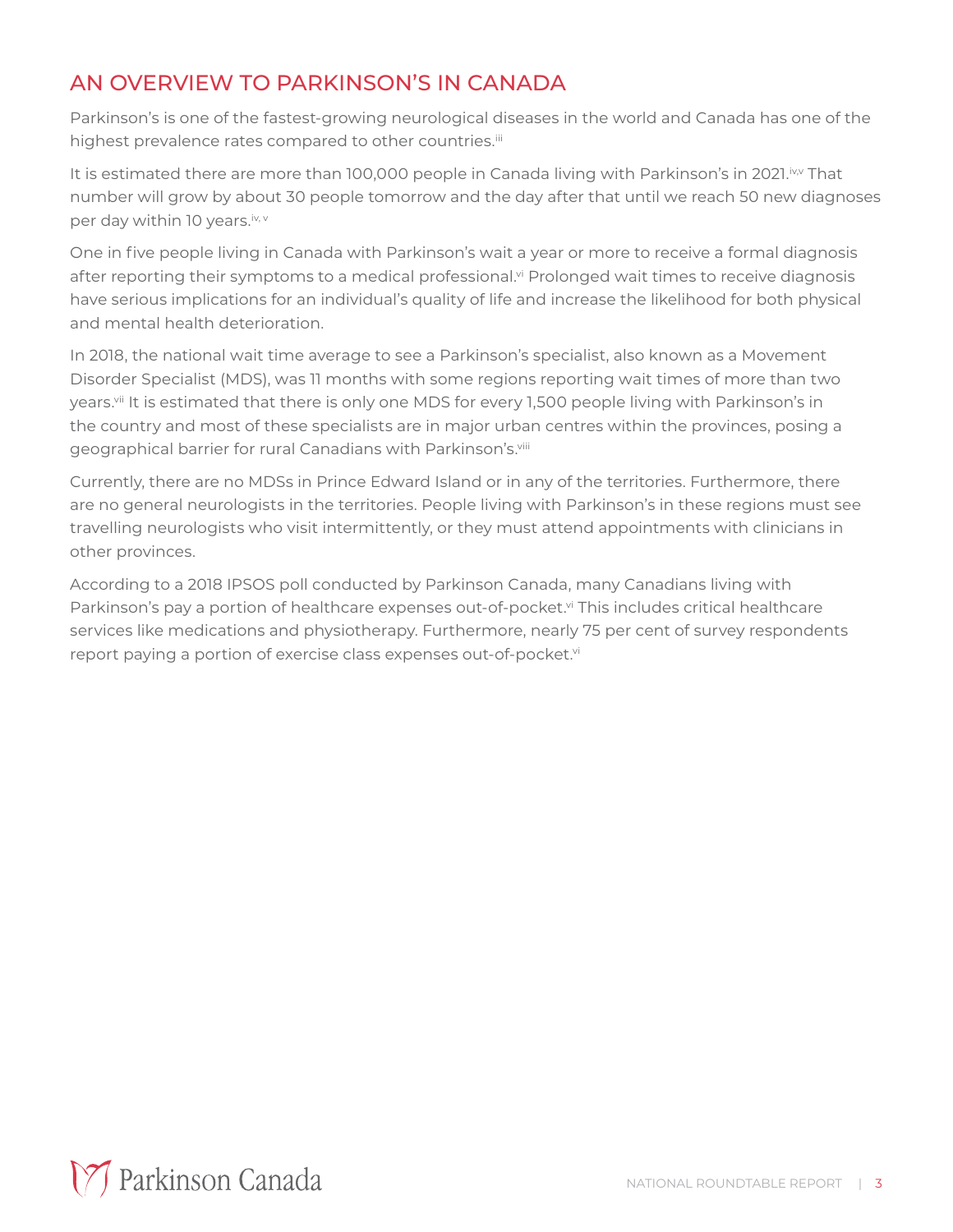## AN OVERVIEW TO PARKINSON'S IN CANADA

Parkinson's is one of the fastest-growing neurological diseases in the world and Canada has one of the highest prevalence rates compared to other countries.[iii]

It is estimated there are more than 100,000 people in Canada living with Parkinson's in 2021.[iv,v] That number will grow by about 30 people tomorrow and the day after that until we reach 50 new diagnoses per day within 10 years.[iv, v]

One in five people living in Canada with Parkinson's wait a year or more to receive a formal diagnosis after reporting their symptoms to a medical professional.[vi] Prolonged wait times to receive diagnosis have serious implications for an individual's quality of life and increase the likelihood for both physical and mental health deterioration.

In 2018, the national wait time average to see a Parkinson's specialist, also known as a Movement Disorder Specialist (MDS), was 11 months with some regions reporting wait times of more than two years.[vii] It is estimated that there is only one MDS for every 1,500 people living with Parkinson's in the country and most of these specialists are in major urban centres within the provinces, posing a geographical barrier for rural Canadians with Parkinson's.[viii]

Currently, there are no MDSs in Prince Edward Island or in any of the territories. Furthermore, there are no general neurologists in the territories. People living with Parkinson's in these regions must see travelling neurologists who visit intermittently, or they must attend appointments with clinicians in other provinces.

According to a 2018 IPSOS poll conducted by Parkinson Canada, many Canadians living with Parkinson's pay a portion of healthcare expenses out-of-pocket.[vi] This includes critical healthcare services like medications and physiotherapy. Furthermore, nearly 75 per cent of survey respondents report paying a portion of exercise class expenses out-of-pocket.[vi]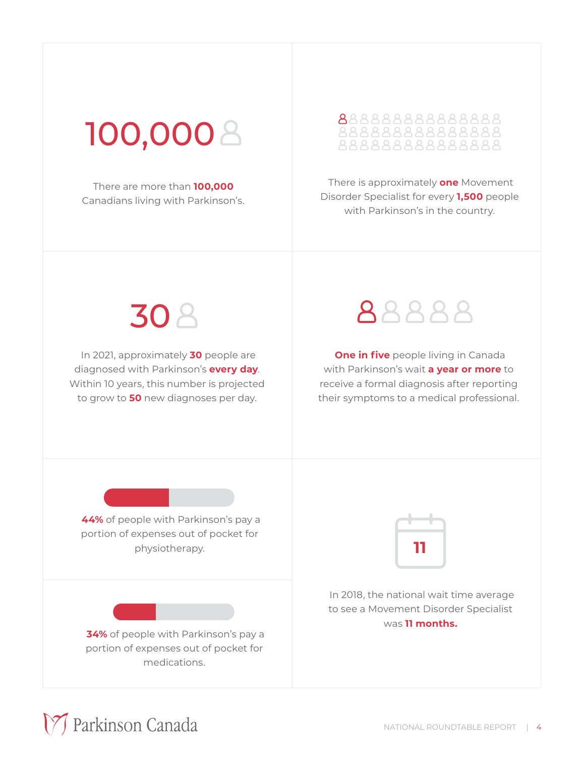100,000

There are more than **100,000** Canadians living with Parkinson's.

There is approximately **one** Movement Disorder Specialist for every **1,500** people with Parkinson's in the country.

30

In 2021, approximately **30** people are diagnosed with Parkinson's **every day**. Within 10 years, this number is projected to grow to **50** new diagnoses per day.

**One in five** people living in Canada with Parkinson's wait **a year or more** to receive a formal diagnosis after reporting their symptoms to a medical professional.

**44%** of people with Parkinson's pay a portion of expenses out of pocket for physiotherapy.

**34%** of people with Parkinson's pay a portion of expenses out of pocket for medications.

11

In 2018, the national wait time average to see a Movement Disorder Specialist was **11 months.**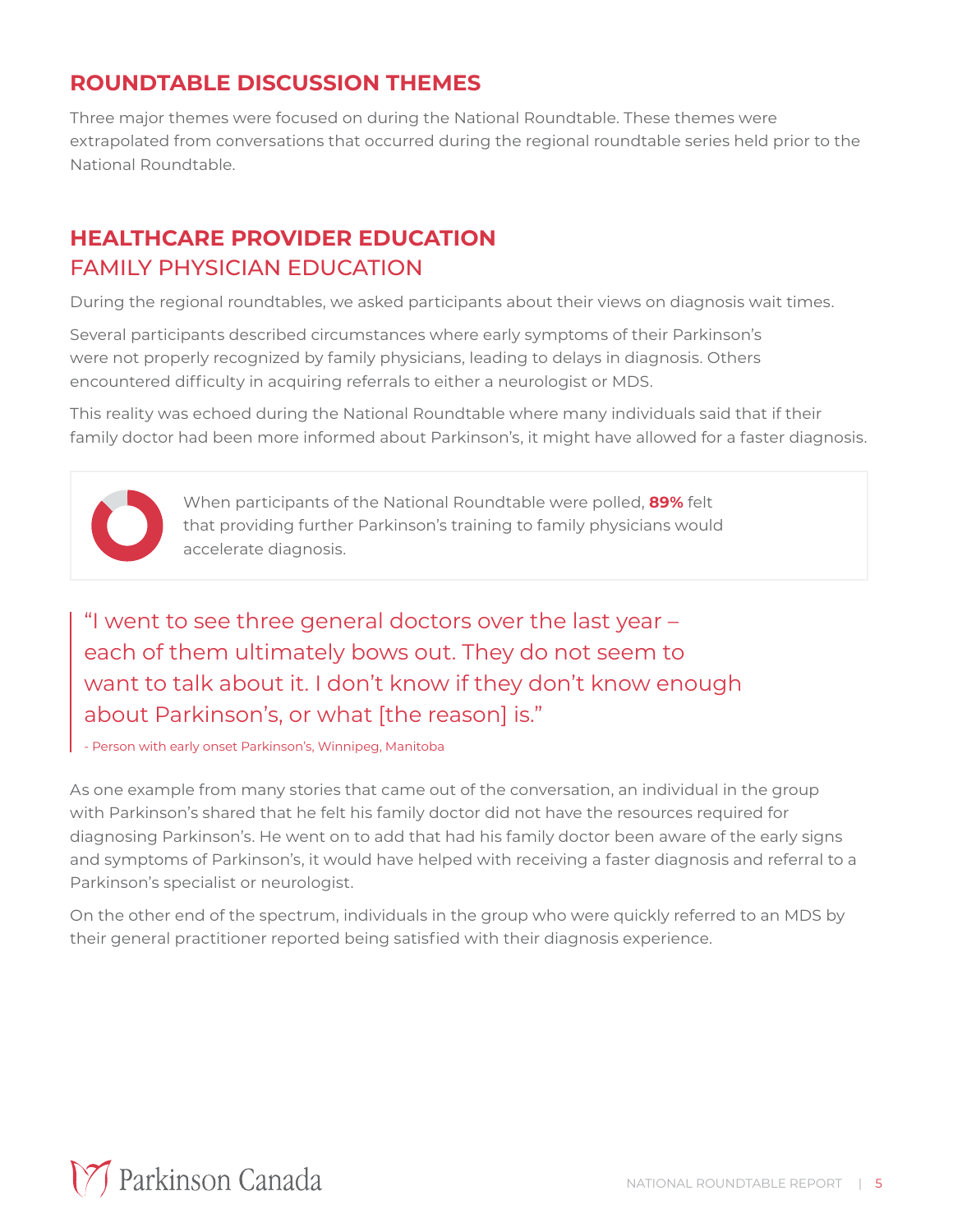## ROUNDTABLE DISCUSSION THEMES

Three major themes were focused on during the National Roundtable. These themes were extrapolated from conversations that occurred during the regional roundtable series held prior to the National Roundtable.

## HEALTHCARE PROVIDER EDUCATION

### FAMILY PHYSICIAN EDUCATION

During the regional roundtables, we asked participants about their views on diagnosis wait times.

Several participants described circumstances where early symptoms of their Parkinson's were not properly recognized by family physicians, leading to delays in diagnosis. Others encountered difficulty in acquiring referrals to either a neurologist or MDS.

This reality was echoed during the National Roundtable where many individuals said that if their family doctor had been more informed about Parkinson's, it might have allowed for a faster diagnosis.

When participants of the National Roundtable were polled, **89%** felt that providing further Parkinson's training to family physicians would accelerate diagnosis.

> "I went to see three general doctors over the last year – each of them ultimately bows out. They do not seem to want to talk about it. I don't know if they don't know enough about Parkinson's, or what [the reason] is."
>
> - Person with early onset Parkinson's, Winnipeg, Manitoba

As one example from many stories that came out of the conversation, an individual in the group with Parkinson's shared that he felt his family doctor did not have the resources required for diagnosing Parkinson's. He went on to add that had his family doctor been aware of the early signs and symptoms of Parkinson's, it would have helped with receiving a faster diagnosis and referral to a Parkinson's specialist or neurologist.

On the other end of the spectrum, individuals in the group who were quickly referred to an MDS by their general practitioner reported being satisfied with their diagnosis experience.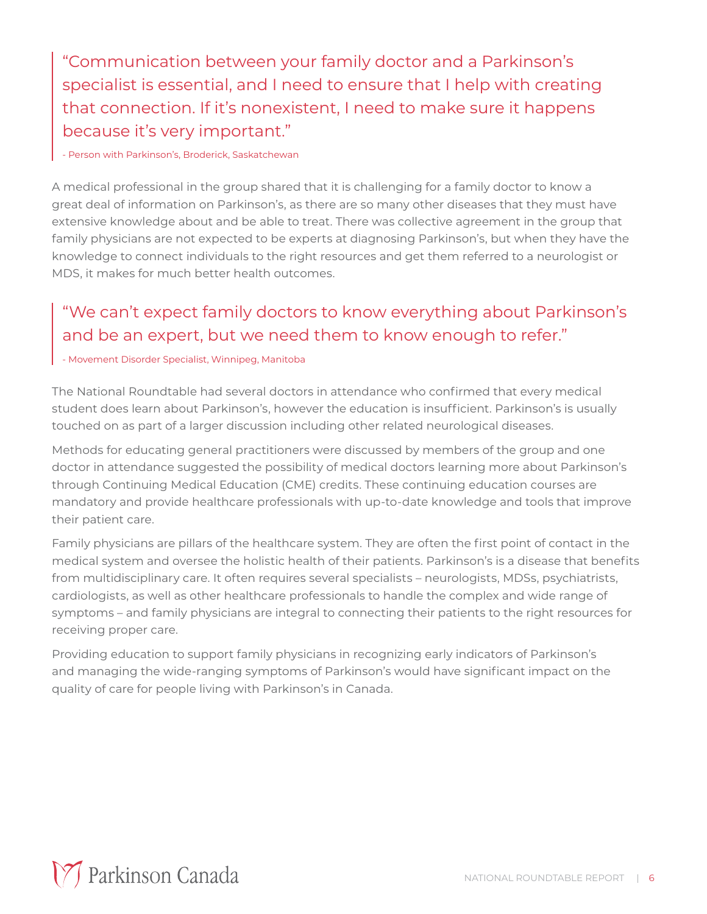> “Communication between your family doctor and a Parkinson’s specialist is essential, and I need to ensure that I help with creating that connection. If it’s nonexistent, I need to make sure it happens because it’s very important.”
>
> - Person with Parkinson’s, Broderick, Saskatchewan

A medical professional in the group shared that it is challenging for a family doctor to know a great deal of information on Parkinson’s, as there are so many other diseases that they must have extensive knowledge about and be able to treat. There was collective agreement in the group that family physicians are not expected to be experts at diagnosing Parkinson’s, but when they have the knowledge to connect individuals to the right resources and get them referred to a neurologist or MDS, it makes for much better health outcomes.

> “We can’t expect family doctors to know everything about Parkinson’s and be an expert, but we need them to know enough to refer.”
>
> - Movement Disorder Specialist, Winnipeg, Manitoba

The National Roundtable had several doctors in attendance who confirmed that every medical student does learn about Parkinson’s, however the education is insufficient. Parkinson’s is usually touched on as part of a larger discussion including other related neurological diseases.

Methods for educating general practitioners were discussed by members of the group and one doctor in attendance suggested the possibility of medical doctors learning more about Parkinson’s through Continuing Medical Education (CME) credits. These continuing education courses are mandatory and provide healthcare professionals with up-to-date knowledge and tools that improve their patient care.

Family physicians are pillars of the healthcare system. They are often the first point of contact in the medical system and oversee the holistic health of their patients. Parkinson’s is a disease that benefits from multidisciplinary care. It often requires several specialists – neurologists, MDSs, psychiatrists, cardiologists, as well as other healthcare professionals to handle the complex and wide range of symptoms – and family physicians are integral to connecting their patients to the right resources for receiving proper care.

Providing education to support family physicians in recognizing early indicators of Parkinson’s and managing the wide-ranging symptoms of Parkinson’s would have significant impact on the quality of care for people living with Parkinson’s in Canada.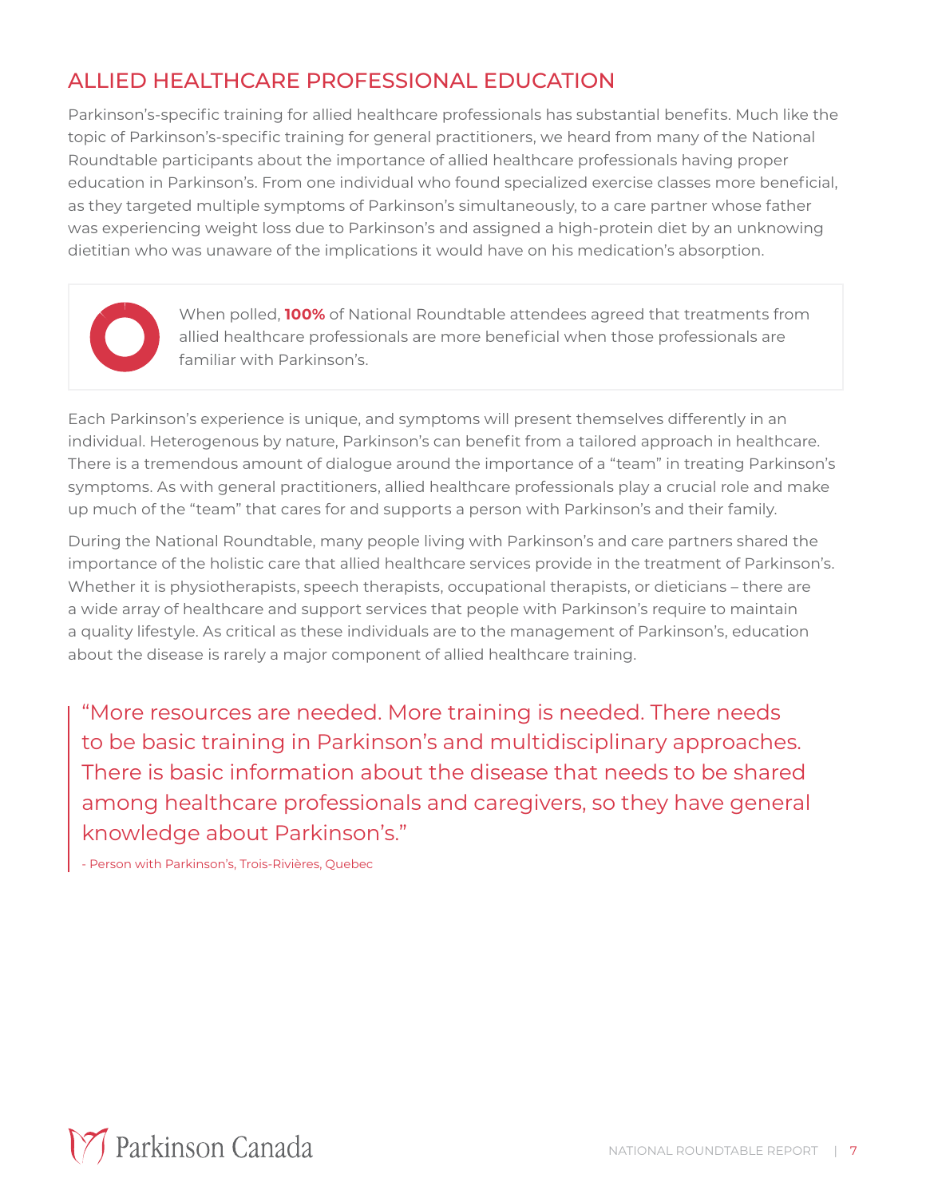## ALLIED HEALTHCARE PROFESSIONAL EDUCATION

Parkinson's-specific training for allied healthcare professionals has substantial benefits. Much like the topic of Parkinson's-specific training for general practitioners, we heard from many of the National Roundtable participants about the importance of allied healthcare professionals having proper education in Parkinson's. From one individual who found specialized exercise classes more beneficial, as they targeted multiple symptoms of Parkinson's simultaneously, to a care partner whose father was experiencing weight loss due to Parkinson's and assigned a high-protein diet by an unknowing dietitian who was unaware of the implications it would have on his medication's absorption.

When polled, **100%** of National Roundtable attendees agreed that treatments from allied healthcare professionals are more beneficial when those professionals are familiar with Parkinson's.

Each Parkinson's experience is unique, and symptoms will present themselves differently in an individual. Heterogenous by nature, Parkinson's can benefit from a tailored approach in healthcare. There is a tremendous amount of dialogue around the importance of a "team" in treating Parkinson's symptoms. As with general practitioners, allied healthcare professionals play a crucial role and make up much of the "team" that cares for and supports a person with Parkinson's and their family.

During the National Roundtable, many people living with Parkinson's and care partners shared the importance of the holistic care that allied healthcare services provide in the treatment of Parkinson's. Whether it is physiotherapists, speech therapists, occupational therapists, or dieticians – there are a wide array of healthcare and support services that people with Parkinson's require to maintain a quality lifestyle. As critical as these individuals are to the management of Parkinson's, education about the disease is rarely a major component of allied healthcare training.

> "More resources are needed. More training is needed. There needs to be basic training in Parkinson's and multidisciplinary approaches. There is basic information about the disease that needs to be shared among healthcare professionals and caregivers, so they have general knowledge about Parkinson's."
>
> - Person with Parkinson's, Trois-Rivières, Quebec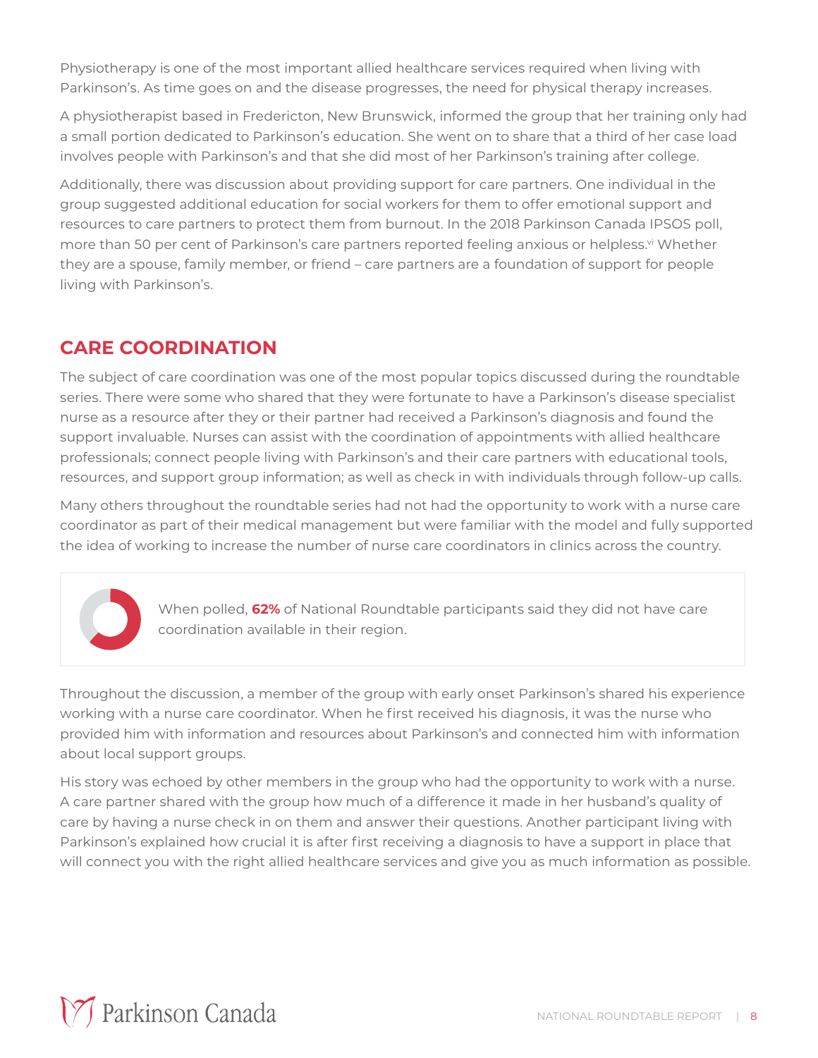Physiotherapy is one of the most important allied healthcare services required when living with Parkinson's. As time goes on and the disease progresses, the need for physical therapy increases.

A physiotherapist based in Fredericton, New Brunswick, informed the group that her training only had a small portion dedicated to Parkinson's education. She went on to share that a third of her case load involves people with Parkinson's and that she did most of her Parkinson's training after college.

Additionally, there was discussion about providing support for care partners. One individual in the group suggested additional education for social workers for them to offer emotional support and resources to care partners to protect them from burnout. In the 2018 Parkinson Canada IPSOS poll, more than 50 per cent of Parkinson's care partners reported feeling anxious or helpless.[vi] Whether they are a spouse, family member, or friend – care partners are a foundation of support for people living with Parkinson's.

## CARE COORDINATION

The subject of care coordination was one of the most popular topics discussed during the roundtable series. There were some who shared that they were fortunate to have a Parkinson's disease specialist nurse as a resource after they or their partner had received a Parkinson's diagnosis and found the support invaluable. Nurses can assist with the coordination of appointments with allied healthcare professionals; connect people living with Parkinson's and their care partners with educational tools, resources, and support group information; as well as check in with individuals through follow-up calls.

Many others throughout the roundtable series had not had the opportunity to work with a nurse care coordinator as part of their medical management but were familiar with the model and fully supported the idea of working to increase the number of nurse care coordinators in clinics across the country.

When polled, **62%** of National Roundtable participants said they did not have care coordination available in their region.

Throughout the discussion, a member of the group with early onset Parkinson's shared his experience working with a nurse care coordinator. When he first received his diagnosis, it was the nurse who provided him with information and resources about Parkinson's and connected him with information about local support groups.

His story was echoed by other members in the group who had the opportunity to work with a nurse. A care partner shared with the group how much of a difference it made in her husband's quality of care by having a nurse check in on them and answer their questions. Another participant living with Parkinson's explained how crucial it is after first receiving a diagnosis to have a support in place that will connect you with the right allied healthcare services and give you as much information as possible.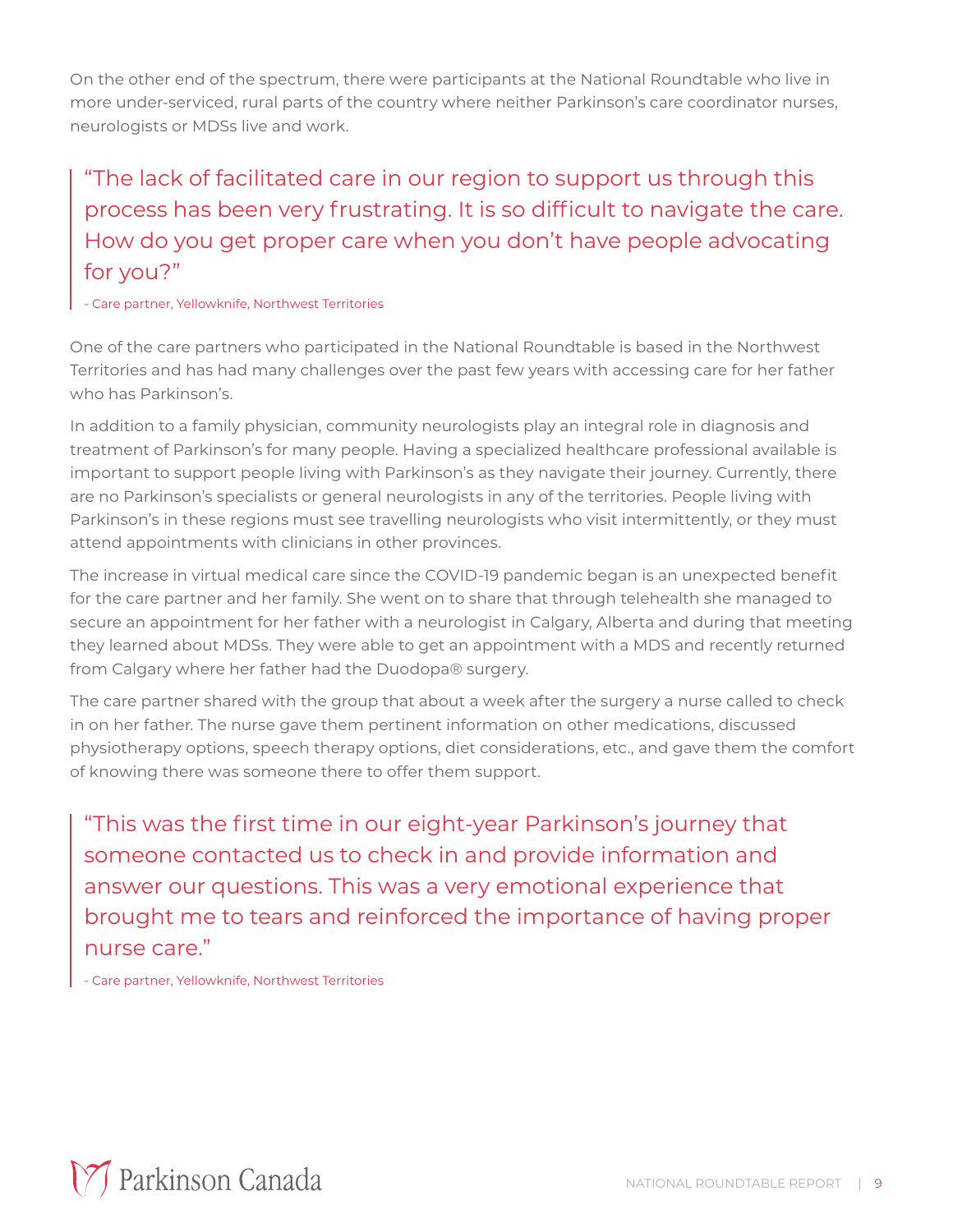On the other end of the spectrum, there were participants at the National Roundtable who live in more under-serviced, rural parts of the country where neither Parkinson's care coordinator nurses, neurologists or MDSs live and work.

> "The lack of facilitated care in our region to support us through this process has been very frustrating. It is so difficult to navigate the care. How do you get proper care when you don't have people advocating for you?"
>
> - Care partner, Yellowknife, Northwest Territories

One of the care partners who participated in the National Roundtable is based in the Northwest Territories and has had many challenges over the past few years with accessing care for her father who has Parkinson's.

In addition to a family physician, community neurologists play an integral role in diagnosis and treatment of Parkinson's for many people. Having a specialized healthcare professional available is important to support people living with Parkinson's as they navigate their journey. Currently, there are no Parkinson's specialists or general neurologists in any of the territories. People living with Parkinson's in these regions must see travelling neurologists who visit intermittently, or they must attend appointments with clinicians in other provinces.

The increase in virtual medical care since the COVID-19 pandemic began is an unexpected benefit for the care partner and her family. She went on to share that through telehealth she managed to secure an appointment for her father with a neurologist in Calgary, Alberta and during that meeting they learned about MDSs. They were able to get an appointment with a MDS and recently returned from Calgary where her father had the Duodopa® surgery.

The care partner shared with the group that about a week after the surgery a nurse called to check in on her father. The nurse gave them pertinent information on other medications, discussed physiotherapy options, speech therapy options, diet considerations, etc., and gave them the comfort of knowing there was someone there to offer them support.

> "This was the first time in our eight-year Parkinson's journey that someone contacted us to check in and provide information and answer our questions. This was a very emotional experience that brought me to tears and reinforced the importance of having proper nurse care."
>
> - Care partner, Yellowknife, Northwest Territories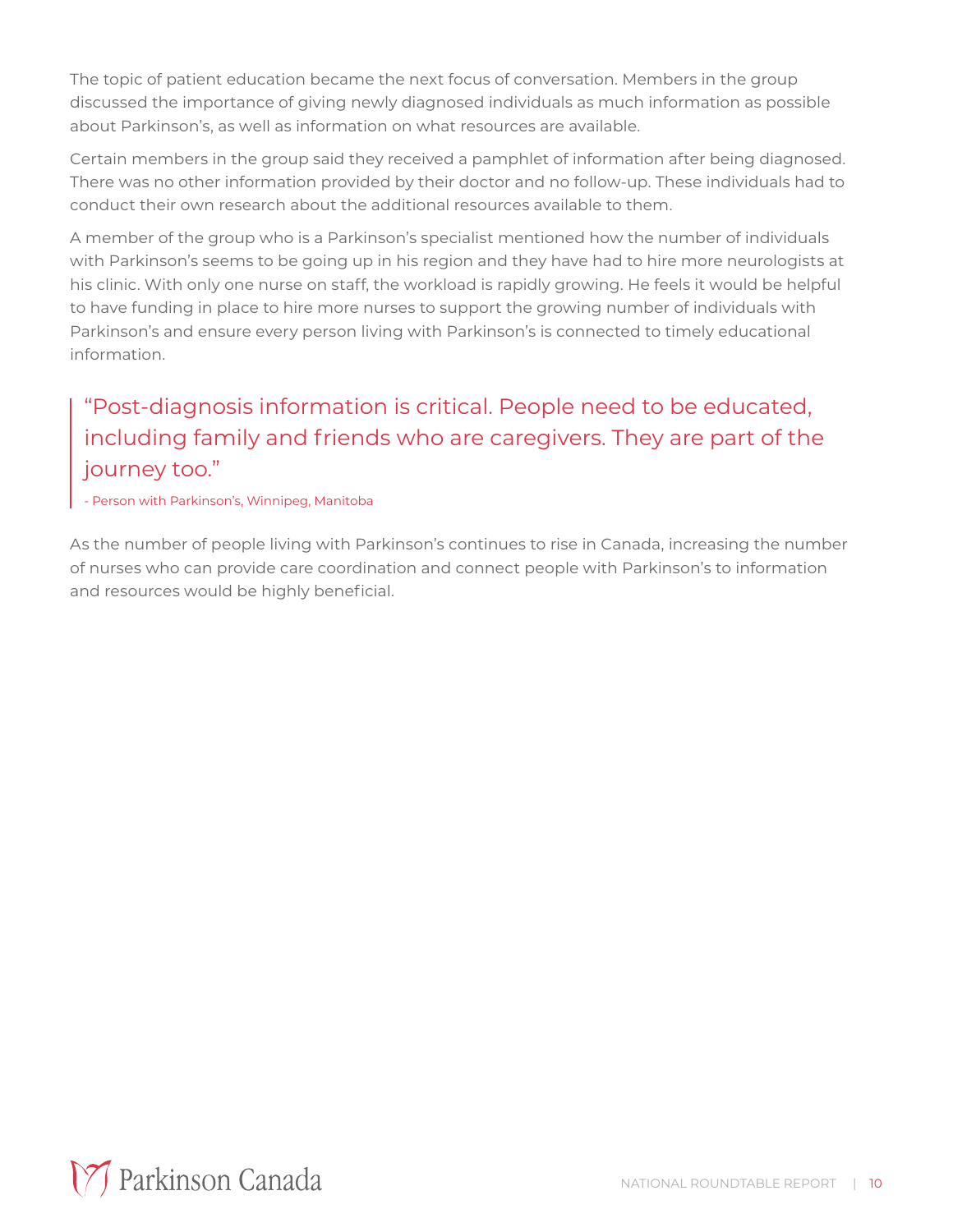The topic of patient education became the next focus of conversation. Members in the group discussed the importance of giving newly diagnosed individuals as much information as possible about Parkinson's, as well as information on what resources are available.

Certain members in the group said they received a pamphlet of information after being diagnosed. There was no other information provided by their doctor and no follow-up. These individuals had to conduct their own research about the additional resources available to them.

A member of the group who is a Parkinson's specialist mentioned how the number of individuals with Parkinson's seems to be going up in his region and they have had to hire more neurologists at his clinic. With only one nurse on staff, the workload is rapidly growing. He feels it would be helpful to have funding in place to hire more nurses to support the growing number of individuals with Parkinson's and ensure every person living with Parkinson's is connected to timely educational information.

> "Post-diagnosis information is critical. People need to be educated, including family and friends who are caregivers. They are part of the journey too."
>
> - Person with Parkinson's, Winnipeg, Manitoba

As the number of people living with Parkinson's continues to rise in Canada, increasing the number of nurses who can provide care coordination and connect people with Parkinson's to information and resources would be highly beneficial.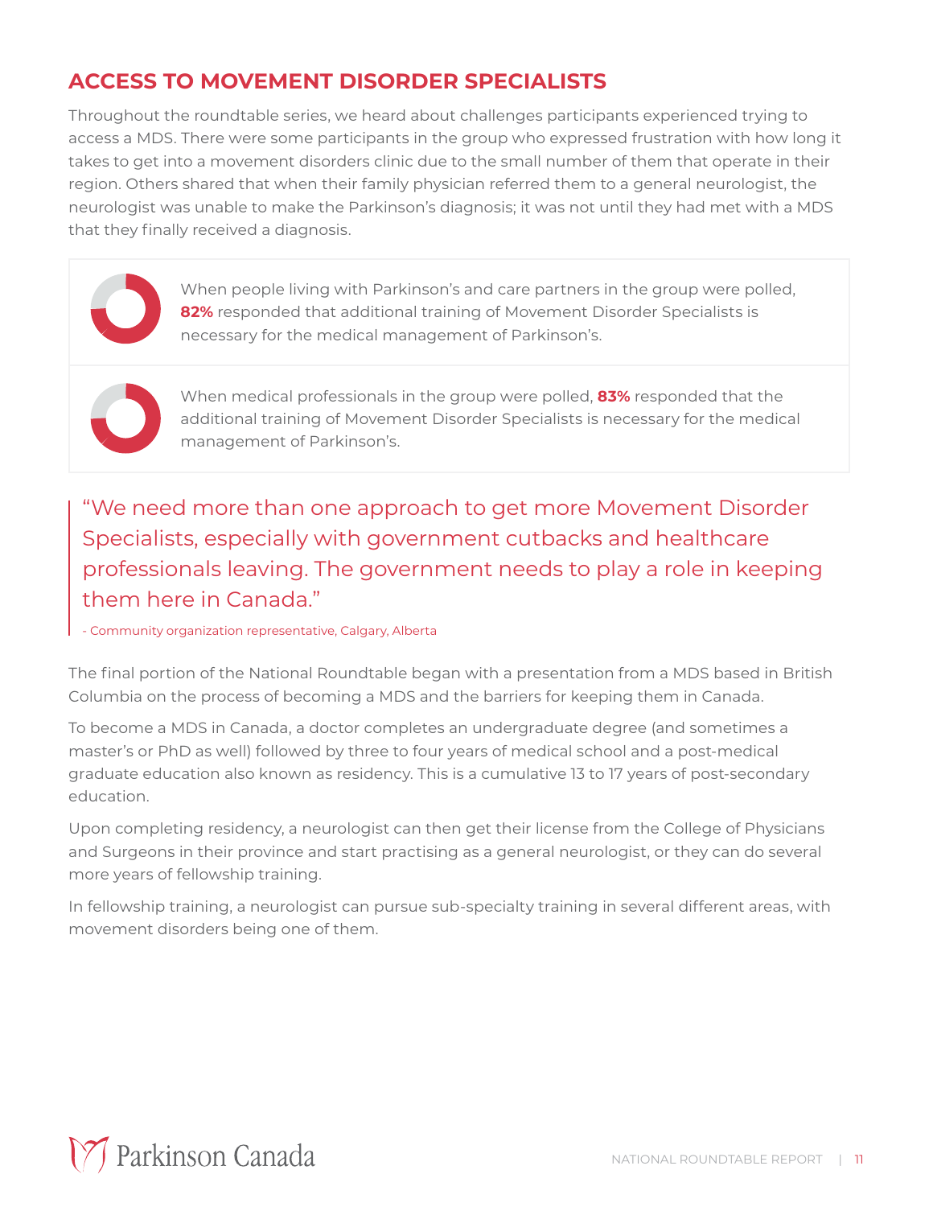## ACCESS TO MOVEMENT DISORDER SPECIALISTS

Throughout the roundtable series, we heard about challenges participants experienced trying to access a MDS. There were some participants in the group who expressed frustration with how long it takes to get into a movement disorders clinic due to the small number of them that operate in their region. Others shared that when their family physician referred them to a general neurologist, the neurologist was unable to make the Parkinson's diagnosis; it was not until they had met with a MDS that they finally received a diagnosis.

When people living with Parkinson's and care partners in the group were polled, **82%** responded that additional training of Movement Disorder Specialists is necessary for the medical management of Parkinson's.

When medical professionals in the group were polled, **83%** responded that the additional training of Movement Disorder Specialists is necessary for the medical management of Parkinson's.

> "We need more than one approach to get more Movement Disorder Specialists, especially with government cutbacks and healthcare professionals leaving. The government needs to play a role in keeping them here in Canada."
>
> \- Community organization representative, Calgary, Alberta

The final portion of the National Roundtable began with a presentation from a MDS based in British Columbia on the process of becoming a MDS and the barriers for keeping them in Canada.

To become a MDS in Canada, a doctor completes an undergraduate degree (and sometimes a master's or PhD as well) followed by three to four years of medical school and a post-medical graduate education also known as residency. This is a cumulative 13 to 17 years of post-secondary education.

Upon completing residency, a neurologist can then get their license from the College of Physicians and Surgeons in their province and start practising as a general neurologist, or they can do several more years of fellowship training.

In fellowship training, a neurologist can pursue sub-specialty training in several different areas, with movement disorders being one of them.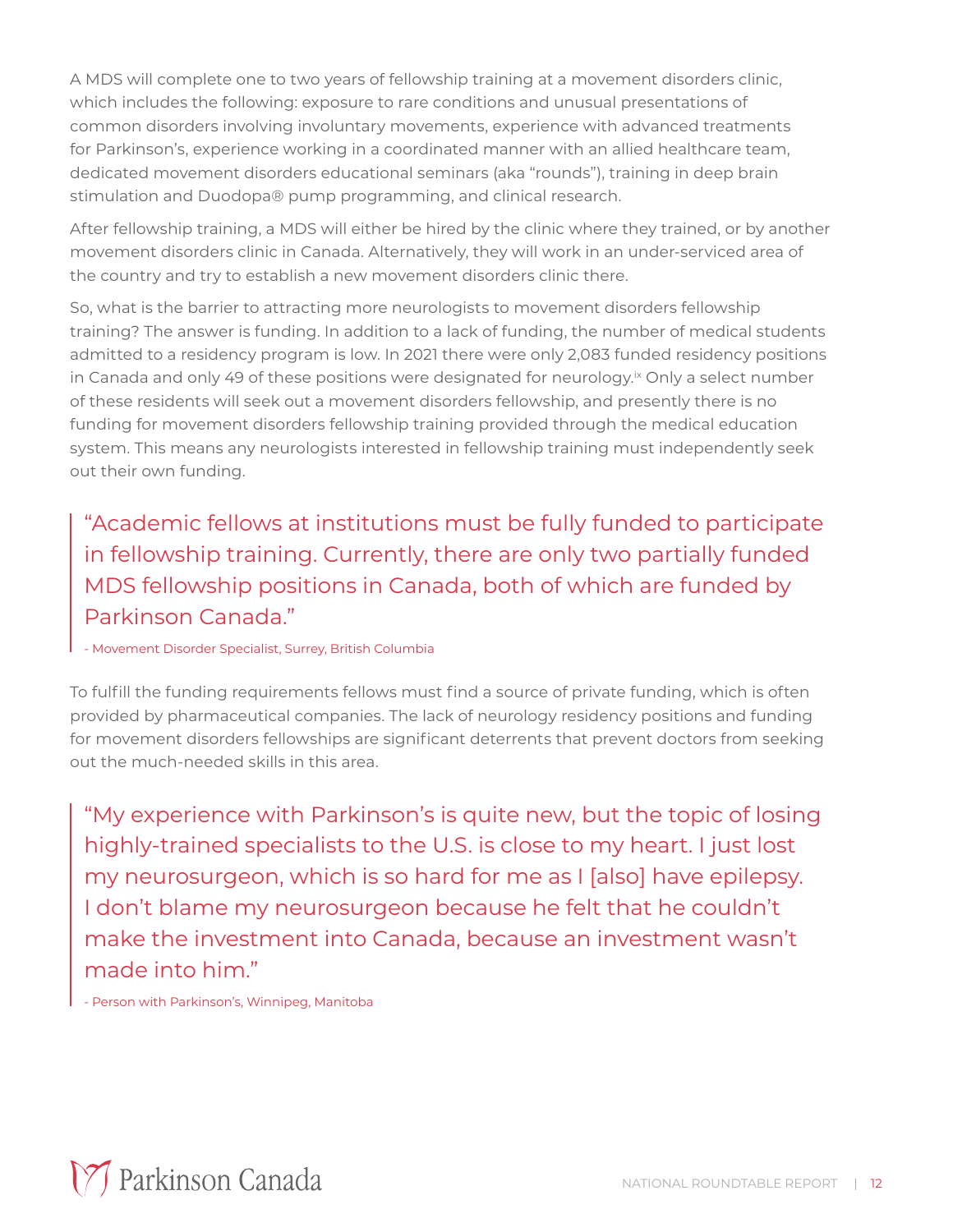A MDS will complete one to two years of fellowship training at a movement disorders clinic, which includes the following: exposure to rare conditions and unusual presentations of common disorders involving involuntary movements, experience with advanced treatments for Parkinson's, experience working in a coordinated manner with an allied healthcare team, dedicated movement disorders educational seminars (aka "rounds"), training in deep brain stimulation and Duodopa® pump programming, and clinical research.

After fellowship training, a MDS will either be hired by the clinic where they trained, or by another movement disorders clinic in Canada. Alternatively, they will work in an under-serviced area of the country and try to establish a new movement disorders clinic there.

So, what is the barrier to attracting more neurologists to movement disorders fellowship training? The answer is funding. In addition to a lack of funding, the number of medical students admitted to a residency program is low. In 2021 there were only 2,083 funded residency positions in Canada and only 49 of these positions were designated for neurology.[ix] Only a select number of these residents will seek out a movement disorders fellowship, and presently there is no funding for movement disorders fellowship training provided through the medical education system. This means any neurologists interested in fellowship training must independently seek out their own funding.

> "Academic fellows at institutions must be fully funded to participate in fellowship training. Currently, there are only two partially funded MDS fellowship positions in Canada, both of which are funded by Parkinson Canada."
>
> - Movement Disorder Specialist, Surrey, British Columbia

To fulfill the funding requirements fellows must find a source of private funding, which is often provided by pharmaceutical companies. The lack of neurology residency positions and funding for movement disorders fellowships are significant deterrents that prevent doctors from seeking out the much-needed skills in this area.

> "My experience with Parkinson's is quite new, but the topic of losing highly-trained specialists to the U.S. is close to my heart. I just lost my neurosurgeon, which is so hard for me as I [also] have epilepsy. I don't blame my neurosurgeon because he felt that he couldn't make the investment into Canada, because an investment wasn't made into him."
>
> - Person with Parkinson's, Winnipeg, Manitoba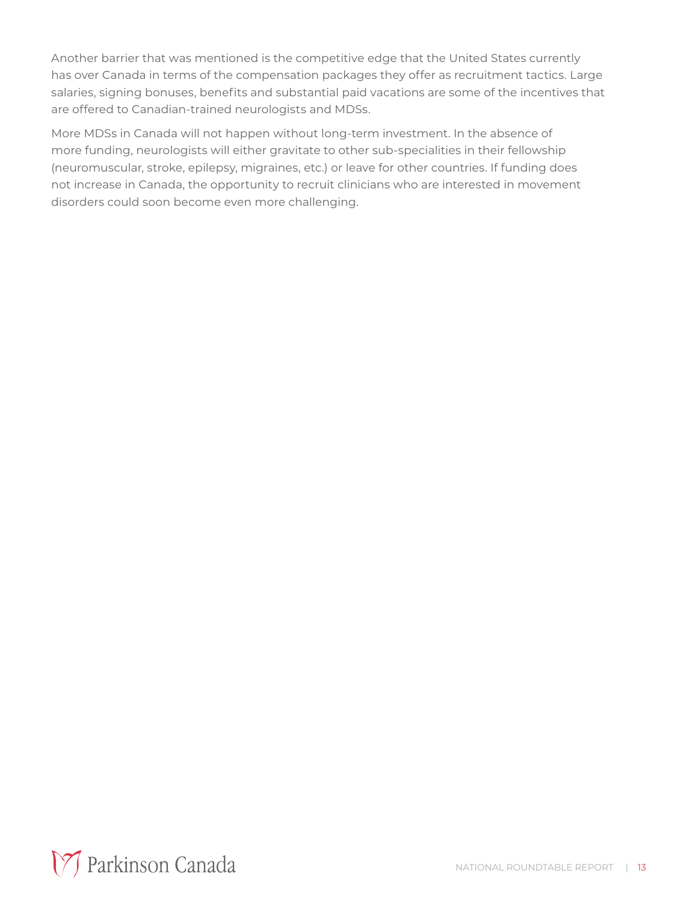Another barrier that was mentioned is the competitive edge that the United States currently has over Canada in terms of the compensation packages they offer as recruitment tactics. Large salaries, signing bonuses, benefits and substantial paid vacations are some of the incentives that are offered to Canadian-trained neurologists and MDSs.

More MDSs in Canada will not happen without long-term investment. In the absence of more funding, neurologists will either gravitate to other sub-specialities in their fellowship (neuromuscular, stroke, epilepsy, migraines, etc.) or leave for other countries. If funding does not increase in Canada, the opportunity to recruit clinicians who are interested in movement disorders could soon become even more challenging.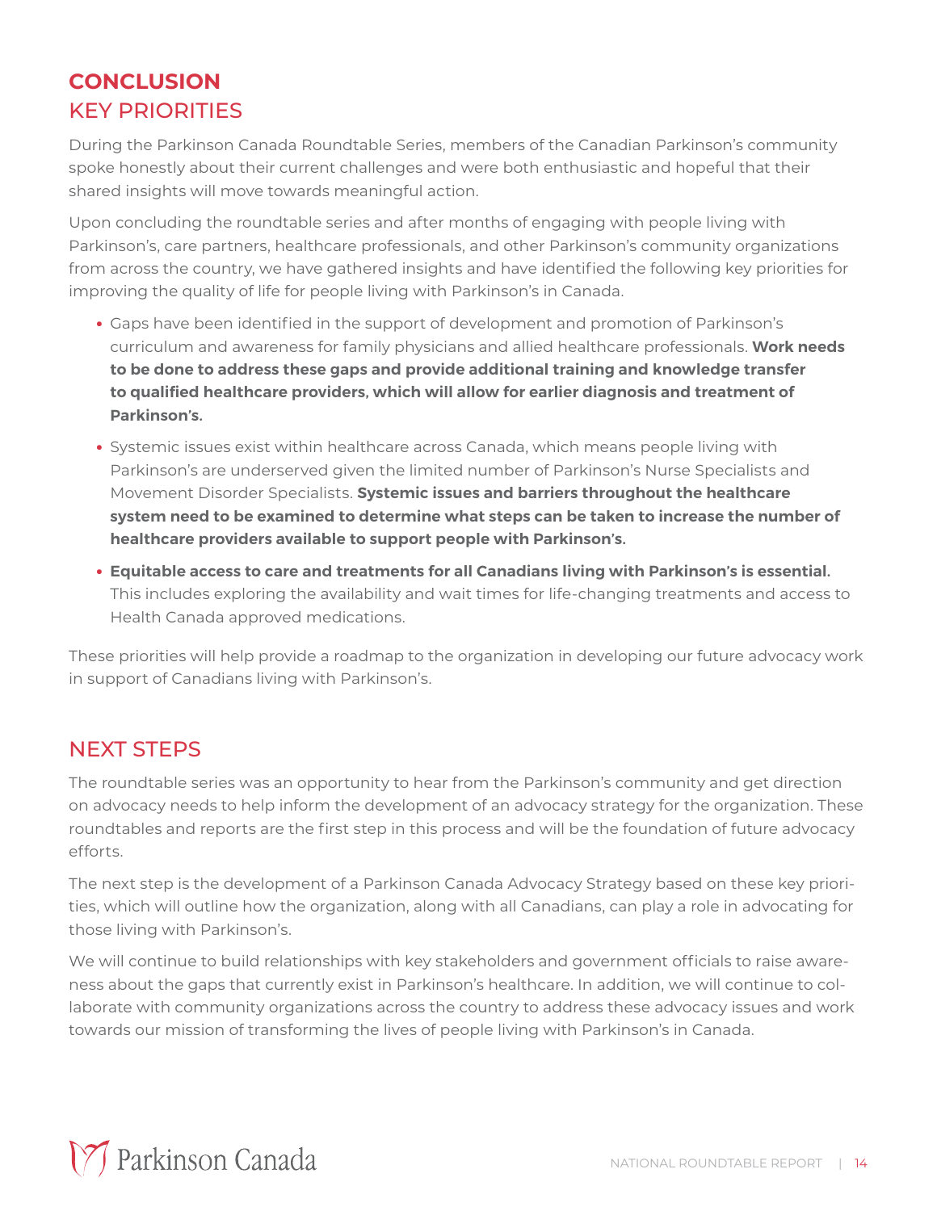# CONCLUSION

## KEY PRIORITIES

During the Parkinson Canada Roundtable Series, members of the Canadian Parkinson's community spoke honestly about their current challenges and were both enthusiastic and hopeful that their shared insights will move towards meaningful action.

Upon concluding the roundtable series and after months of engaging with people living with Parkinson's, care partners, healthcare professionals, and other Parkinson's community organizations from across the country, we have gathered insights and have identified the following key priorities for improving the quality of life for people living with Parkinson's in Canada.

- Gaps have been identified in the support of development and promotion of Parkinson's curriculum and awareness for family physicians and allied healthcare professionals. **Work needs to be done to address these gaps and provide additional training and knowledge transfer to qualified healthcare providers, which will allow for earlier diagnosis and treatment of Parkinson's.**
- Systemic issues exist within healthcare across Canada, which means people living with Parkinson's are underserved given the limited number of Parkinson's Nurse Specialists and Movement Disorder Specialists. **Systemic issues and barriers throughout the healthcare system need to be examined to determine what steps can be taken to increase the number of healthcare providers available to support people with Parkinson's.**
- **Equitable access to care and treatments for all Canadians living with Parkinson's is essential.** This includes exploring the availability and wait times for life-changing treatments and access to Health Canada approved medications.

These priorities will help provide a roadmap to the organization in developing our future advocacy work in support of Canadians living with Parkinson's.

## NEXT STEPS

The roundtable series was an opportunity to hear from the Parkinson's community and get direction on advocacy needs to help inform the development of an advocacy strategy for the organization. These roundtables and reports are the first step in this process and will be the foundation of future advocacy efforts.

The next step is the development of a Parkinson Canada Advocacy Strategy based on these key priorities, which will outline how the organization, along with all Canadians, can play a role in advocating for those living with Parkinson's.

We will continue to build relationships with key stakeholders and government officials to raise awareness about the gaps that currently exist in Parkinson's healthcare. In addition, we will continue to collaborate with community organizations across the country to address these advocacy issues and work towards our mission of transforming the lives of people living with Parkinson's in Canada.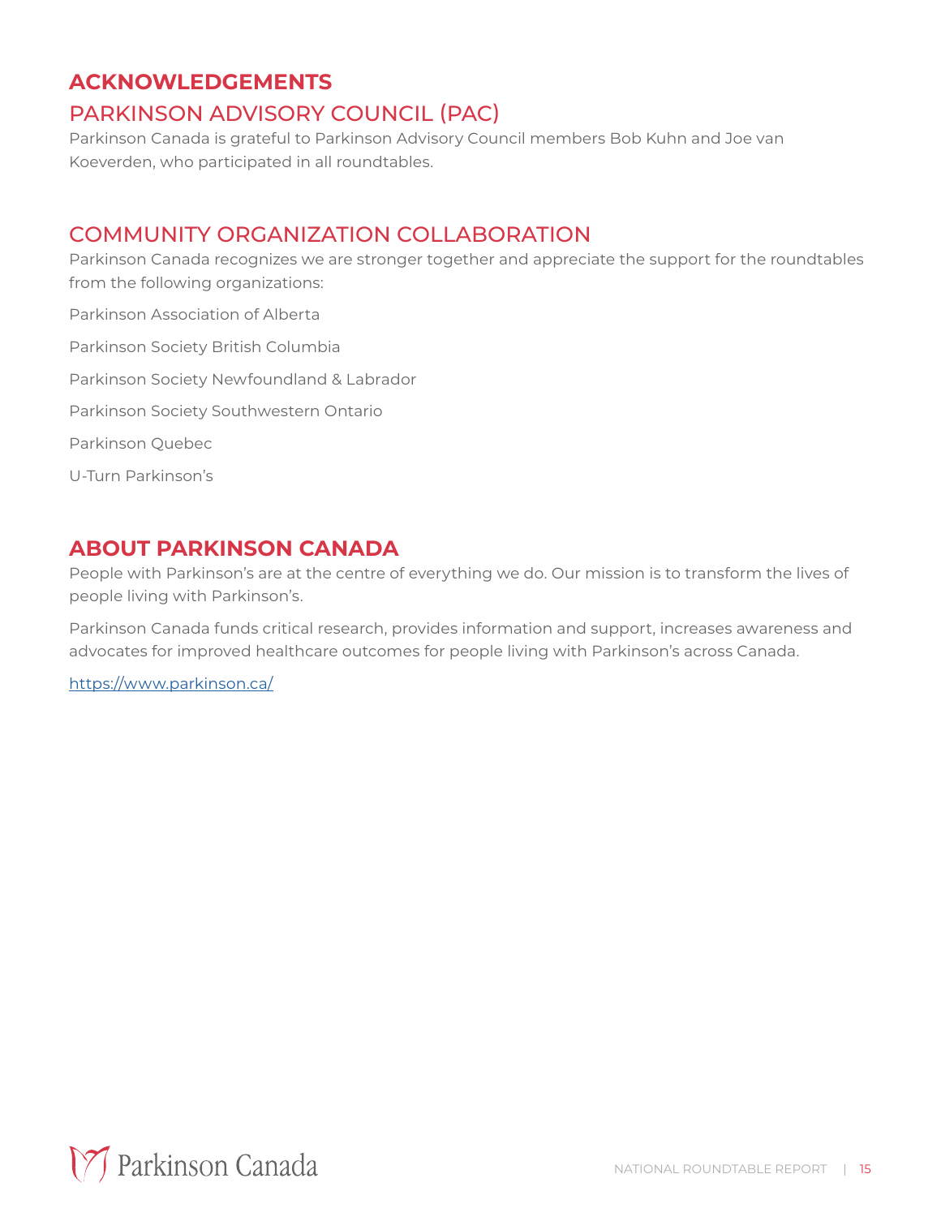# ACKNOWLEDGEMENTS

## PARKINSON ADVISORY COUNCIL (PAC)

Parkinson Canada is grateful to Parkinson Advisory Council members Bob Kuhn and Joe van Koeverden, who participated in all roundtables.

## COMMUNITY ORGANIZATION COLLABORATION

Parkinson Canada recognizes we are stronger together and appreciate the support for the roundtables from the following organizations:

Parkinson Association of Alberta

Parkinson Society British Columbia

Parkinson Society Newfoundland & Labrador

Parkinson Society Southwestern Ontario

Parkinson Quebec

U-Turn Parkinson's

# ABOUT PARKINSON CANADA

People with Parkinson's are at the centre of everything we do. Our mission is to transform the lives of people living with Parkinson's.

Parkinson Canada funds critical research, provides information and support, increases awareness and advocates for improved healthcare outcomes for people living with Parkinson's across Canada.

https://www.parkinson.ca/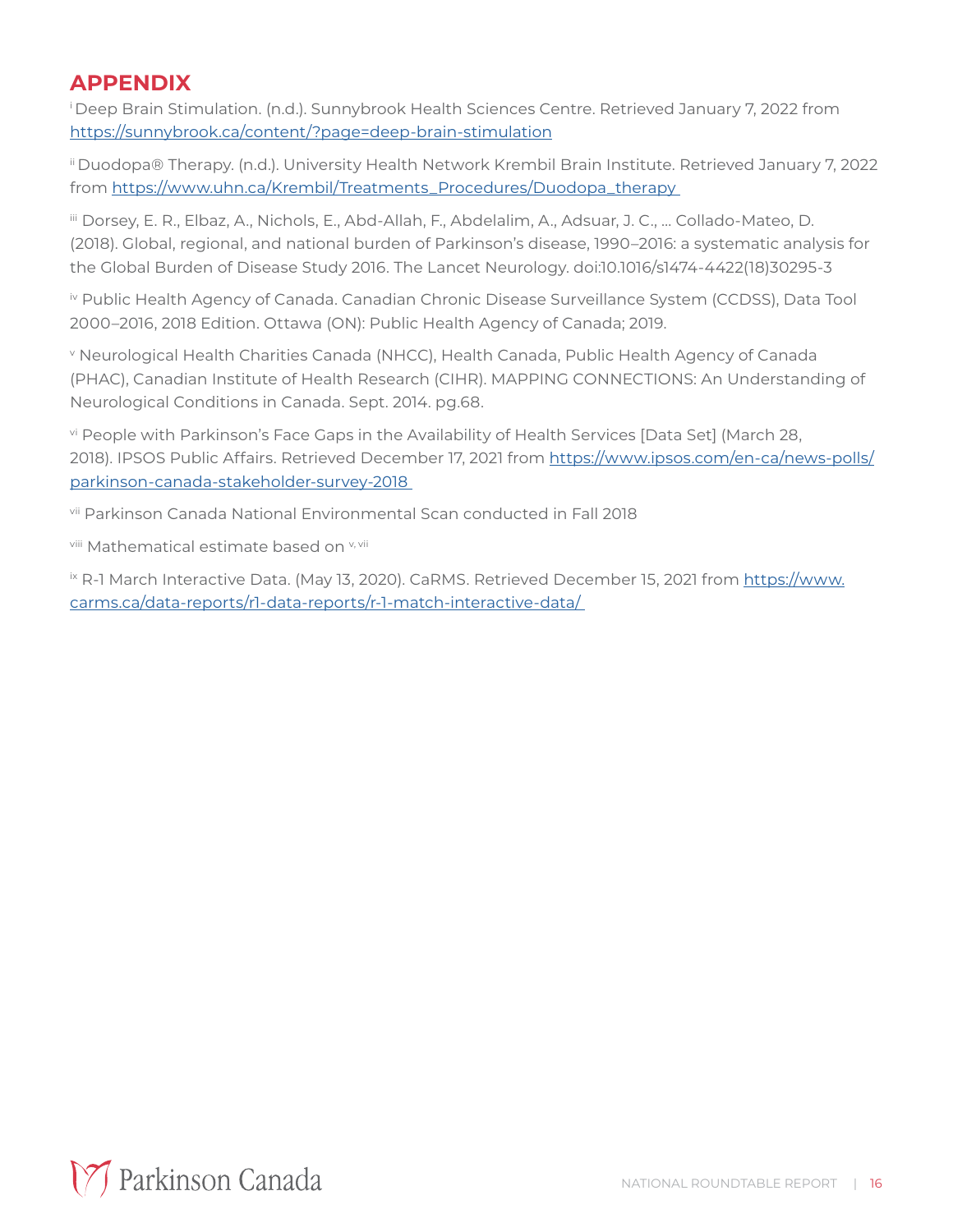## APPENDIX

[i] Deep Brain Stimulation. (n.d.). Sunnybrook Health Sciences Centre. Retrieved January 7, 2022 from https://sunnybrook.ca/content/?page=deep-brain-stimulation

[ii] Duodopa® Therapy. (n.d.). University Health Network Krembil Brain Institute. Retrieved January 7, 2022 from https://www.uhn.ca/Krembil/Treatments_Procedures/Duodopa_therapy

[iii] Dorsey, E. R., Elbaz, A., Nichols, E., Abd-Allah, F., Abdelalim, A., Adsuar, J. C., … Collado-Mateo, D. (2018). Global, regional, and national burden of Parkinson's disease, 1990–2016: a systematic analysis for the Global Burden of Disease Study 2016. The Lancet Neurology. doi:10.1016/s1474-4422(18)30295-3

[iv] Public Health Agency of Canada. Canadian Chronic Disease Surveillance System (CCDSS), Data Tool 2000–2016, 2018 Edition. Ottawa (ON): Public Health Agency of Canada; 2019.

[v] Neurological Health Charities Canada (NHCC), Health Canada, Public Health Agency of Canada (PHAC), Canadian Institute of Health Research (CIHR). MAPPING CONNECTIONS: An Understanding of Neurological Conditions in Canada. Sept. 2014. pg.68.

[vi] People with Parkinson's Face Gaps in the Availability of Health Services [Data Set] (March 28, 2018). IPSOS Public Affairs. Retrieved December 17, 2021 from https://www.ipsos.com/en-ca/news-polls/parkinson-canada-stakeholder-survey-2018

[vii] Parkinson Canada National Environmental Scan conducted in Fall 2018

[viii] Mathematical estimate based on [v, vii]

[ix] R-1 March Interactive Data. (May 13, 2020). CaRMS. Retrieved December 15, 2021 from https://www.carms.ca/data-reports/r1-data-reports/r-1-match-interactive-data/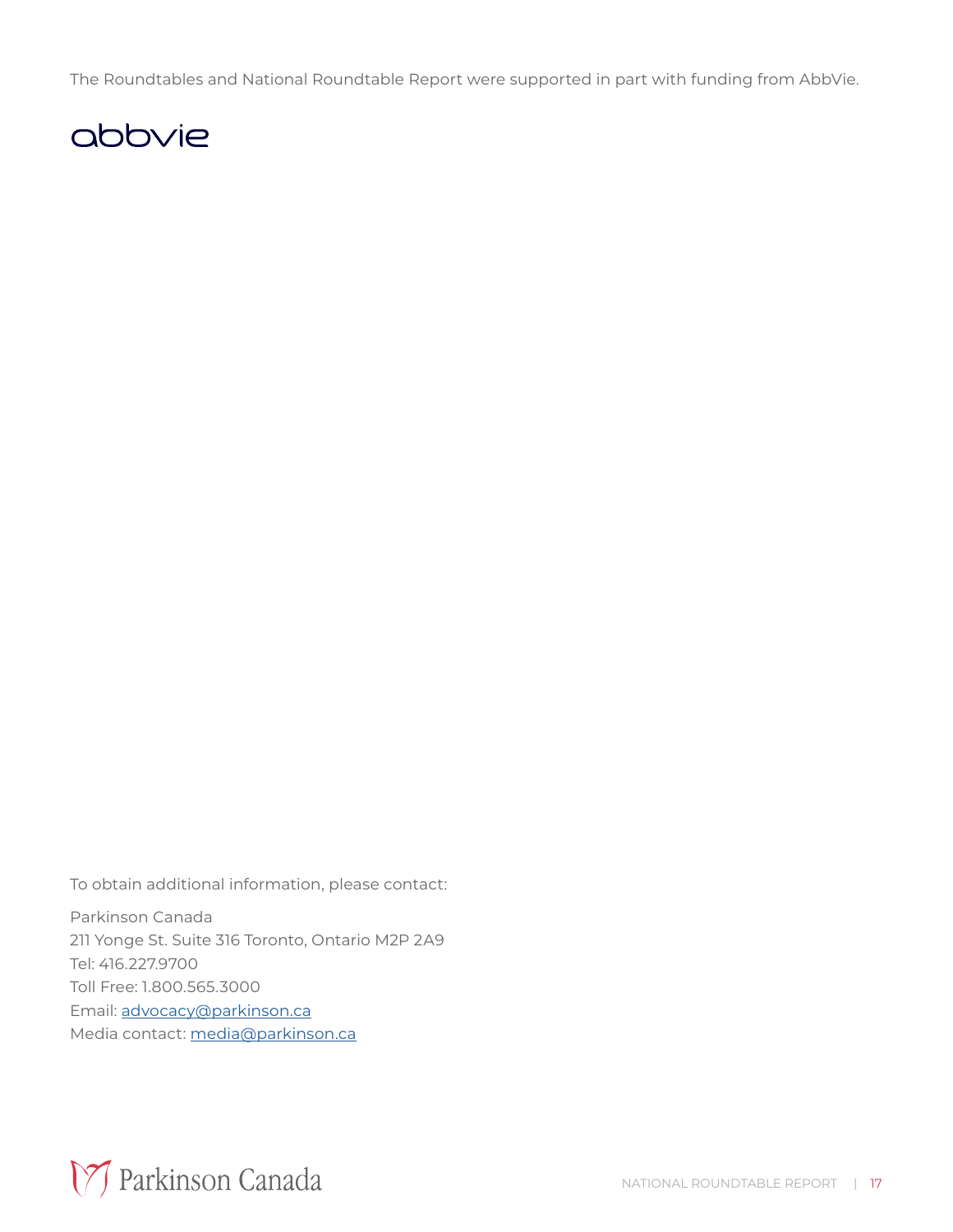The Roundtables and National Roundtable Report were supported in part with funding from AbbVie.

abbvie

To obtain additional information, please contact:

Parkinson Canada
211 Yonge St. Suite 316 Toronto, Ontario M2P 2A9
Tel: 416.227.9700
Toll Free: 1.800.565.3000
Email: advocacy@parkinson.ca
Media contact: media@parkinson.ca

Parkinson Canada